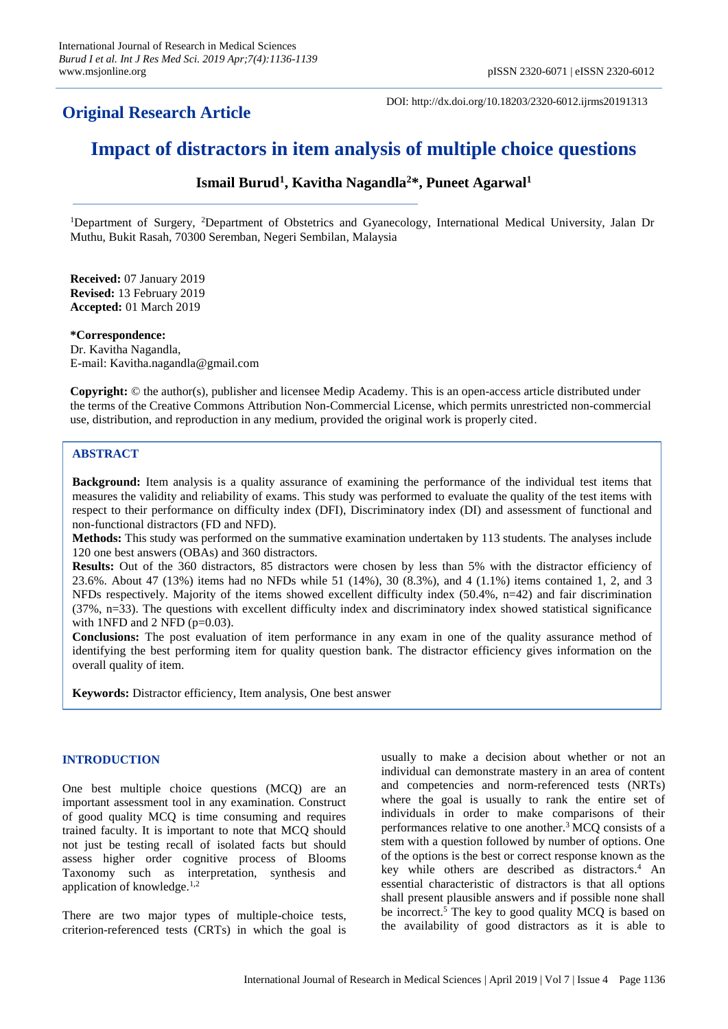**Original Research Article**

DOI: http://dx.doi.org/10.18203/2320-6012.ijrms20191313

# Impact of distractors in item analysis of multiple choice questions

**Ismail Burud[1], Kavitha Nagandla[2]*, Puneet Agarwal[1]**

[1]Department of Surgery, [2]Department of Obstetrics and Gyanecology, International Medical University, Jalan Dr Muthu, Bukit Rasah, 70300 Seremban, Negeri Sembilan, Malaysia

**Received:** 07 January 2019
**Revised:** 13 February 2019
**Accepted:** 01 March 2019

***Correspondence:**
Dr. Kavitha Nagandla,
E-mail: Kavitha.nagandla@gmail.com

**Copyright:** © the author(s), publisher and licensee Medip Academy. This is an open-access article distributed under the terms of the Creative Commons Attribution Non-Commercial License, which permits unrestricted non-commercial use, distribution, and reproduction in any medium, provided the original work is properly cited.

## ABSTRACT

**Background:** Item analysis is a quality assurance of examining the performance of the individual test items that measures the validity and reliability of exams. This study was performed to evaluate the quality of the test items with respect to their performance on difficulty index (DFI), Discriminatory index (DI) and assessment of functional and non-functional distractors (FD and NFD).

**Methods:** This study was performed on the summative examination undertaken by 113 students. The analyses include 120 one best answers (OBAs) and 360 distractors.

**Results:** Out of the 360 distractors, 85 distractors were chosen by less than 5% with the distractor efficiency of 23.6%. About 47 (13%) items had no NFDs while 51 (14%), 30 (8.3%), and 4 (1.1%) items contained 1, 2, and 3 NFDs respectively. Majority of the items showed excellent difficulty index (50.4%, n=42) and fair discrimination (37%, n=33). The questions with excellent difficulty index and discriminatory index showed statistical significance with 1NFD and 2 NFD (p=0.03).

**Conclusions:** The post evaluation of item performance in any exam in one of the quality assurance method of identifying the best performing item for quality question bank. The distractor efficiency gives information on the overall quality of item.

**Keywords:** Distractor efficiency, Item analysis, One best answer

## INTRODUCTION

One best multiple choice questions (MCQ) are an important assessment tool in any examination. Construct of good quality MCQ is time consuming and requires trained faculty. It is important to note that MCQ should not just be testing recall of isolated facts but should assess higher order cognitive process of Blooms Taxonomy such as interpretation, synthesis and application of knowledge.[1,2]

There are two major types of multiple-choice tests, criterion-referenced tests (CRTs) in which the goal is usually to make a decision about whether or not an individual can demonstrate mastery in an area of content and competencies and norm-referenced tests (NRTs) where the goal is usually to rank the entire set of individuals in order to make comparisons of their performances relative to one another.[3] MCQ consists of a stem with a question followed by number of options. One of the options is the best or correct response known as the key while others are described as distractors.[4] An essential characteristic of distractors is that all options shall present plausible answers and if possible none shall be incorrect.[5] The key to good quality MCQ is based on the availability of good distractors as it is able to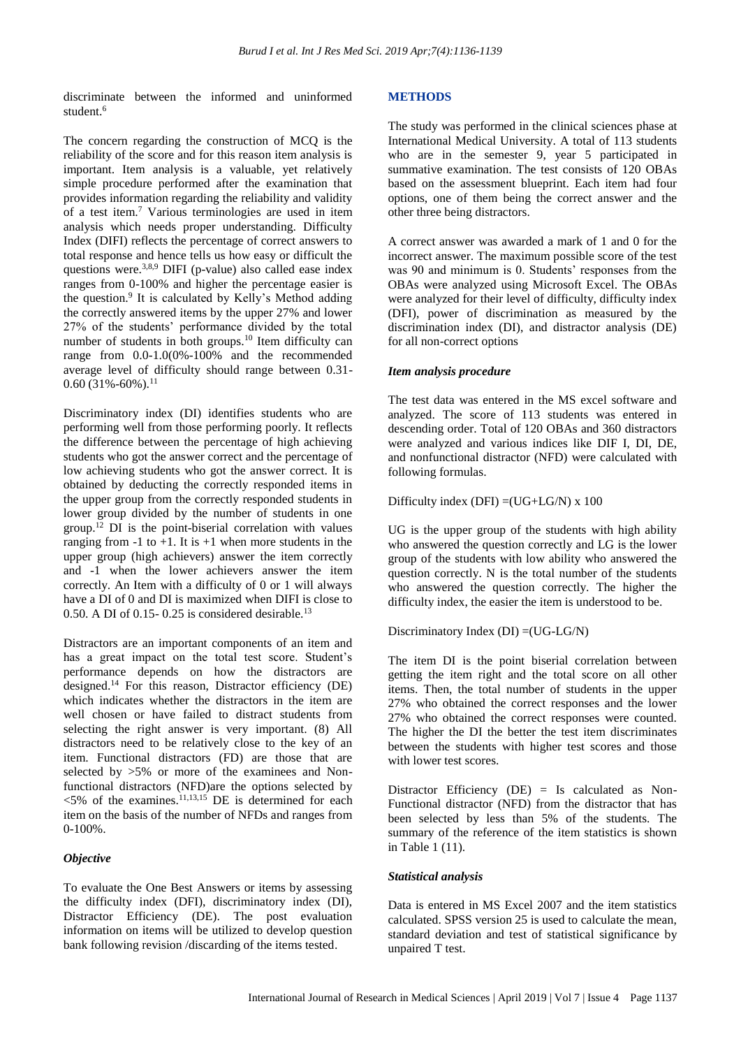discriminate between the informed and uninformed student.[6]

The concern regarding the construction of MCQ is the reliability of the score and for this reason item analysis is important. Item analysis is a valuable, yet relatively simple procedure performed after the examination that provides information regarding the reliability and validity of a test item.[7] Various terminologies are used in item analysis which needs proper understanding. Difficulty Index (DIFI) reflects the percentage of correct answers to total response and hence tells us how easy or difficult the questions were.[3,8,9] DIFI (p-value) also called ease index ranges from 0-100% and higher the percentage easier is the question.[9] It is calculated by Kelly's Method adding the correctly answered items by the upper 27% and lower 27% of the students' performance divided by the total number of students in both groups.[10] Item difficulty can range from 0.0-1.0(0%-100% and the recommended average level of difficulty should range between 0.31-0.60 (31%-60%).[11]

Discriminatory index (DI) identifies students who are performing well from those performing poorly. It reflects the difference between the percentage of high achieving students who got the answer correct and the percentage of low achieving students who got the answer correct. It is obtained by deducting the correctly responded items in the upper group from the correctly responded students in lower group divided by the number of students in one group.[12] DI is the point-biserial correlation with values ranging from -1 to +1. It is +1 when more students in the upper group (high achievers) answer the item correctly and -1 when the lower achievers answer the item correctly. An Item with a difficulty of 0 or 1 will always have a DI of 0 and DI is maximized when DIFI is close to 0.50. A DI of 0.15- 0.25 is considered desirable.[13]

Distractors are an important components of an item and has a great impact on the total test score. Student's performance depends on how the distractors are designed.[14] For this reason, Distractor efficiency (DE) which indicates whether the distractors in the item are well chosen or have failed to distract students from selecting the right answer is very important. (8) All distractors need to be relatively close to the key of an item. Functional distractors (FD) are those that are selected by >5% or more of the examinees and Non-functional distractors (NFD)are the options selected by <5% of the examines.[11,13,15] DE is determined for each item on the basis of the number of NFDs and ranges from 0-100%.

### *Objective*

To evaluate the One Best Answers or items by assessing the difficulty index (DIFI), discriminatory index (DI), Distractor Efficiency (DE). The post evaluation information on items will be utilized to develop question bank following revision /discarding of the items tested.

## METHODS

The study was performed in the clinical sciences phase at International Medical University. A total of 113 students who are in the semester 9, year 5 participated in summative examination. The test consists of 120 OBAs based on the assessment blueprint. Each item had four options, one of them being the correct answer and the other three being distractors.

A correct answer was awarded a mark of 1 and 0 for the incorrect answer. The maximum possible score of the test was 90 and minimum is 0. Students' responses from the OBAs were analyzed using Microsoft Excel. The OBAs were analyzed for their level of difficulty, difficulty index (DFI), power of discrimination as measured by the discrimination index (DI), and distractor analysis (DE) for all non-correct options

### *Item analysis procedure*

The test data was entered in the MS excel software and analyzed. The score of 113 students was entered in descending order. Total of 120 OBAs and 360 distractors were analyzed and various indices like DIF I, DI, DE, and nonfunctional distractor (NFD) were calculated with following formulas.

Difficulty index (DFI) =(UG+LG/N) x 100

UG is the upper group of the students with high ability who answered the question correctly and LG is the lower group of the students with low ability who answered the question correctly. N is the total number of the students who answered the question correctly. The higher the difficulty index, the easier the item is understood to be.

Discriminatory Index (DI) =(UG-LG/N)

The item DI is the point biserial correlation between getting the item right and the total score on all other items. Then, the total number of students in the upper 27% who obtained the correct responses and the lower 27% who obtained the correct responses were counted. The higher the DI the better the test item discriminates between the students with higher test scores and those with lower test scores.

Distractor Efficiency (DE) = Is calculated as Non-Functional distractor (NFD) from the distractor that has been selected by less than 5% of the students. The summary of the reference of the item statistics is shown in Table 1 (11).

### *Statistical analysis*

Data is entered in MS Excel 2007 and the item statistics calculated. SPSS version 25 is used to calculate the mean, standard deviation and test of statistical significance by unpaired T test.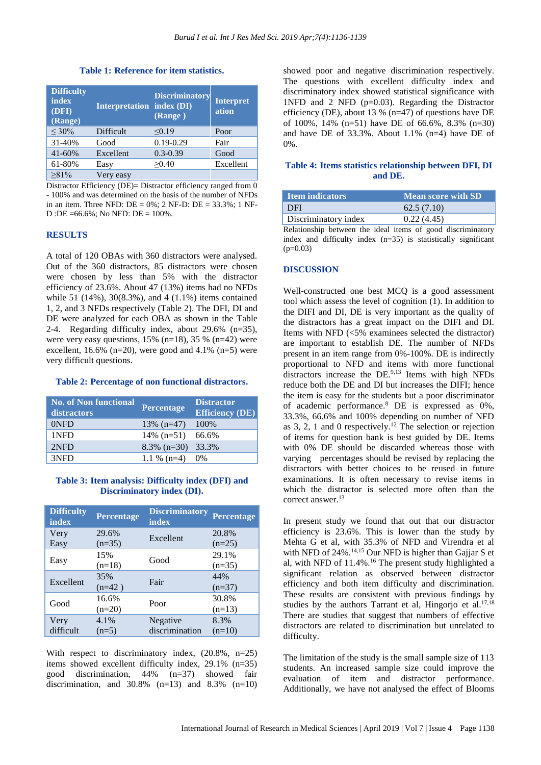**Table 1: Reference for item statistics.**

| Difficulty index (DFI) (Range) | Interpretation | Discriminatory index (DI) (Range ) | Interpretation |
|---|---|---|---|
| ≤ 30% | Difficult | ≤0.19 | Poor |
| 31-40% | Good | 0.19-0.29 | Fair |
| 41-60% | Excellent | 0.3-0.39 | Good |
| 61-80% | Easy | ≥0.40 | Excellent |
| ≥81% | Very easy | | |

Distractor Efficiency (DE)= Distractor efficiency ranged from 0 - 100% and was determined on the basis of the number of NFDs in an item. Three NFD: DE = 0%; 2 NF-D: DE = 33.3%; 1 NF-D :DE =66.6%; No NFD: DE = 100%.

## RESULTS

A total of 120 OBAs with 360 distractors were analysed. Out of the 360 distractors, 85 distractors were chosen were chosen by less than 5% with the distractor efficiency of 23.6%. About 47 (13%) items had no NFDs while 51 (14%), 30(8.3%), and 4 (1.1%) items contained 1, 2, and 3 NFDs respectively (Table 2). The DFI, DI and DE were analyzed for each OBA as shown in the Table 2-4. Regarding difficulty index, about 29.6% (n=35), were very easy questions, 15% (n=18), 35 % (n=42) were excellent, 16.6% (n=20), were good and 4.1% (n=5) were very difficult questions.

**Table 2: Percentage of non functional distractors.**

| No. of Non functional distractors | Percentage | Distractor Efficiency (DE) |
|---|---|---|
| 0NFD | 13% (n=47) | 100% |
| 1NFD | 14% (n=51) | 66.6% |
| 2NFD | 8.3% (n=30) | 33.3% |
| 3NFD | 1.1 % (n=4) | 0% |

**Table 3: Item analysis: Difficulty index (DFI) and Discriminatory index (DI).**

| Difficulty index | Percentage | Discriminatory index | Percentage |
|---|---|---|---|
| Very Easy | 29.6% (n=35) | Excellent | 20.8% (n=25) |
| Easy | 15% (n=18) | Good | 29.1% (n=35) |
| Excellent | 35% (n=42 ) | Fair | 44% (n=37) |
| Good | 16.6% (n=20) | Poor | 30.8% (n=13) |
| Very difficult | 4.1% (n=5) | Negative discrimination | 8.3% (n=10) |

With respect to discriminatory index, (20.8%, n=25) items showed excellent difficulty index, 29.1% (n=35) good discrimination, 44% (n=37) showed fair discrimination, and 30.8% (n=13) and 8.3% (n=10) showed poor and negative discrimination respectively. The questions with excellent difficulty index and discriminatory index showed statistical significance with 1NFD and 2 NFD (p=0.03). Regarding the Distractor efficiency (DE), about 13 % (n=47) of questions have DE of 100%, 14% (n=51) have DE of 66.6%, 8.3% (n=30) and have DE of 33.3%. About 1.1% (n=4) have DE of 0%.

**Table 4: Items statistics relationship between DFI, DI and DE.**

| Item indicators | Mean score with SD |
|---|---|
| DFI | 62.5 (7.10) |
| Discriminatory index | 0.22 (4.45) |

Relationship between the ideal items of good discriminatory index and difficulty index (n=35) is statistically significant (p=0.03)

## DISCUSSION

Well-constructed one best MCQ is a good assessment tool which assess the level of cognition (1). In addition to the DIFI and DI, DE is very important as the quality of the distractors has a great impact on the DIFI and DI. Items with NFD (<5% examinees selected the distractor) are important to establish DE. The number of NFDs present in an item range from 0%-100%. DE is indirectly proportional to NFD and items with more functional distractors increase the DE.[9,13] Items with high NFDs reduce both the DE and DI but increases the DIFI; hence the item is easy for the students but a poor discriminator of academic performance.[8] DE is expressed as 0%, 33.3%, 66.6% and 100% depending on number of NFD as 3, 2, 1 and 0 respectively.[12] The selection or rejection of items for question bank is best guided by DE. Items with 0% DE should be discarded whereas those with varying percentages should be revised by replacing the distractors with better choices to be reused in future examinations. It is often necessary to revise items in which the distractor is selected more often than the correct answer.[13]

In present study we found that out that our distractor efficiency is 23.6%. This is lower than the study by Mehta G et al, with 35.3% of NFD and Virendra et al with NFD of 24%.[14,15] Our NFD is higher than Gajjar S et al, with NFD of 11.4%.[16] The present study highlighted a significant relation as observed between distractor efficiency and both item difficulty and discrimination. These results are consistent with previous findings by studies by the authors Tarrant et al, Hingorjo et al.[17,18] There are studies that suggest that numbers of effective distractors are related to discrimination but unrelated to difficulty.

The limitation of the study is the small sample size of 113 students. An increased sample size could improve the evaluation of item and distractor performance. Additionally, we have not analysed the effect of Blooms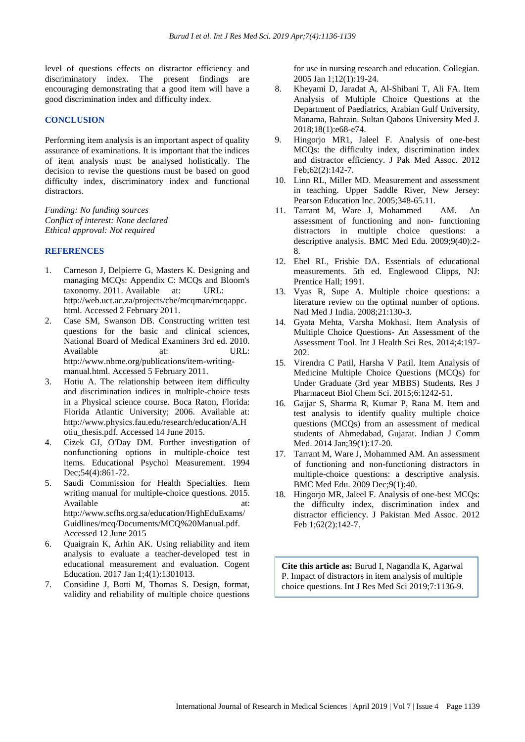level of questions effects on distractor efficiency and discriminatory index. The present findings are encouraging demonstrating that a good item will have a good discrimination index and difficulty index.

## CONCLUSION

Performing item analysis is an important aspect of quality assurance of examinations. It is important that the indices of item analysis must be analysed holistically. The decision to revise the questions must be based on good difficulty index, discriminatory index and functional distractors.

*Funding: No funding sources*
*Conflict of interest: None declared*
*Ethical approval: Not required*

## REFERENCES

1. Carneson J, Delpierre G, Masters K. Designing and managing MCQs: Appendix C: MCQs and Bloom's taxonomy. 2011. Available at: URL: http://web.uct.ac.za/projects/cbe/mcqman/mcqappc.html. Accessed 2 February 2011.
2. Case SM, Swanson DB. Constructing written test questions for the basic and clinical sciences, National Board of Medical Examiners 3rd ed. 2010. Available at: URL: http://www.nbme.org/publications/item-writing-manual.html. Accessed 5 February 2011.
3. Hotiu A. The relationship between item difficulty and discrimination indices in multiple-choice tests in a Physical science course. Boca Raton, Florida: Florida Atlantic University; 2006. Available at: http://www.physics.fau.edu/research/education/A.Hotiu_thesis.pdf. Accessed 14 June 2015.
4. Cizek GJ, O'Day DM. Further investigation of nonfunctioning options in multiple-choice test items. Educational Psychol Measurement. 1994 Dec;54(4):861-72.
5. Saudi Commission for Health Specialties. Item writing manual for multiple-choice questions. 2015. Available at: http://www.scfhs.org.sa/education/HighEduExams/Guidlines/mcq/Documents/MCQ%20Manual.pdf. Accessed 12 June 2015
6. Quaigrain K, Arhin AK. Using reliability and item analysis to evaluate a teacher-developed test in educational measurement and evaluation. Cogent Education. 2017 Jan 1;4(1):1301013.
7. Considine J, Botti M, Thomas S. Design, format, validity and reliability of multiple choice questions for use in nursing research and education. Collegian. 2005 Jan 1;12(1):19-24.
8. Kheyami D, Jaradat A, Al-Shibani T, Ali FA. Item Analysis of Multiple Choice Questions at the Department of Paediatrics, Arabian Gulf University, Manama, Bahrain. Sultan Qaboos University Med J. 2018;18(1):e68-e74.
9. Hingorjo MR1, Jaleel F. Analysis of one-best MCQs: the difficulty index, discrimination index and distractor efficiency. J Pak Med Assoc. 2012 Feb;62(2):142-7.
10. Linn RL, Miller MD. Measurement and assessment in teaching. Upper Saddle River, New Jersey: Pearson Education Inc. 2005;348-65.11.
11. Tarrant M, Ware J, Mohammed AM. An assessment of functioning and non- functioning distractors in multiple choice questions: a descriptive analysis. BMC Med Edu. 2009;9(40):2-8.
12. Ebel RL, Frisbie DA. Essentials of educational measurements. 5th ed. Englewood Clipps, NJ: Prentice Hall; 1991.
13. Vyas R, Supe A. Multiple choice questions: a literature review on the optimal number of options. Natl Med J India. 2008;21:130-3.
14. Gyata Mehta, Varsha Mokhasi. Item Analysis of Multiple Choice Questions- An Assessment of the Assessment Tool. Int J Health Sci Res. 2014;4:197-202.
15. Virendra C Patil, Harsha V Patil. Item Analysis of Medicine Multiple Choice Questions (MCQs) for Under Graduate (3rd year MBBS) Students. Res J Pharmaceut Biol Chem Sci. 2015;6:1242-51.
16. Gajjar S, Sharma R, Kumar P, Rana M. Item and test analysis to identify quality multiple choice questions (MCQs) from an assessment of medical students of Ahmedabad, Gujarat. Indian J Comm Med. 2014 Jan;39(1):17-20.
17. Tarrant M, Ware J, Mohammed AM. An assessment of functioning and non-functioning distractors in multiple-choice questions: a descriptive analysis. BMC Med Edu. 2009 Dec;9(1):40.
18. Hingorjo MR, Jaleel F. Analysis of one-best MCQs: the difficulty index, discrimination index and distractor efficiency. J Pakistan Med Assoc. 2012 Feb 1;62(2):142-7.

**Cite this article as:** Burud I, Nagandla K, Agarwal P. Impact of distractors in item analysis of multiple choice questions. Int J Res Med Sci 2019;7:1136-9.